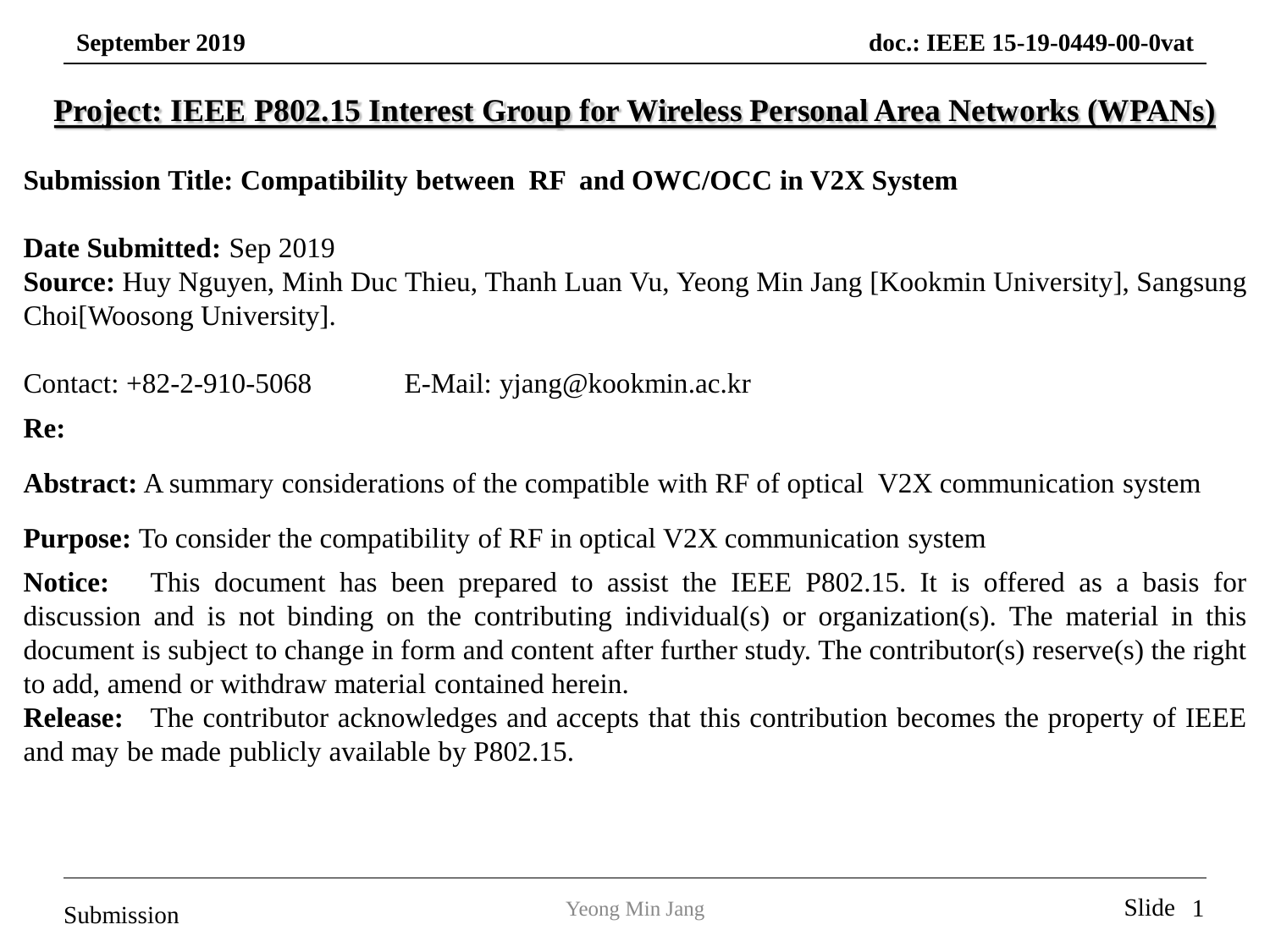# Project: IEEE P802.15 Interest Group for Wireless Personal Area Networks (WPANs)

**Submission Title: Compatibility between RF and OWC/OCC in V2X System**

**Date Submitted:** Sep 2019

**Source:** Huy Nguyen, Minh Duc Thieu, Thanh Luan Vu, Yeong Min Jang [Kookmin University], Sangsung Choi[Woosong University].

Contact: +82-2-910-5068 E-Mail: yjang@kookmin.ac.kr

**Re:**

**Abstract:** A summary considerations of the compatible with RF of optical V2X communication system

**Purpose:** To consider the compatibility of RF in optical V2X communication system

**Notice:** This document has been prepared to assist the IEEE P802.15. It is offered as a basis for discussion and is not binding on the contributing individual(s) or organization(s). The material in this document is subject to change in form and content after further study. The contributor(s) reserve(s) the right to add, amend or withdraw material contained herein.

**Release:** The contributor acknowledges and accepts that this contribution becomes the property of IEEE and may be made publicly available by P802.15.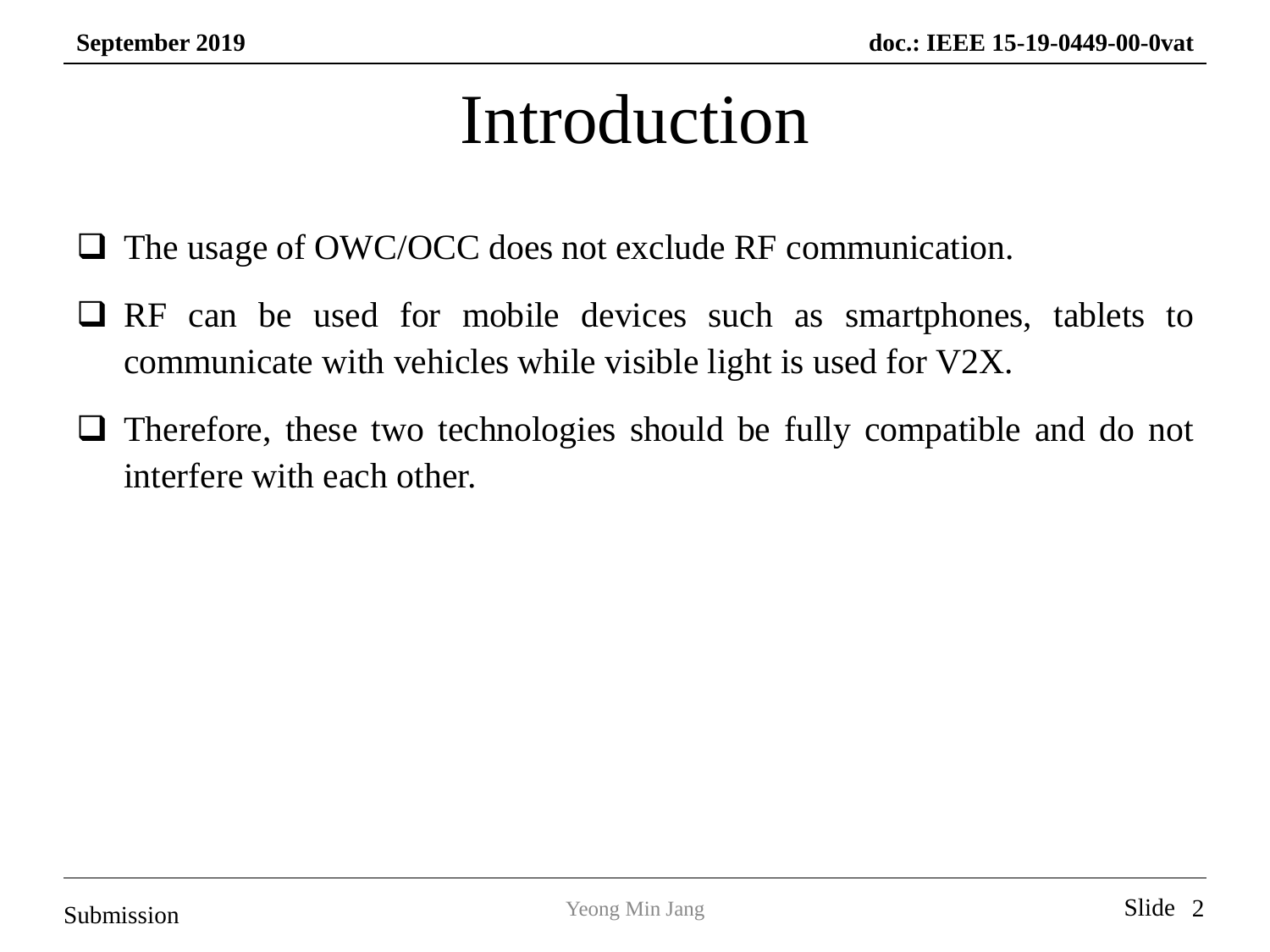# Introduction

- The usage of OWC/OCC does not exclude RF communication.
- RF can be used for mobile devices such as smartphones, tablets to communicate with vehicles while visible light is used for V2X.
- Therefore, these two technologies should be fully compatible and do not interfere with each other.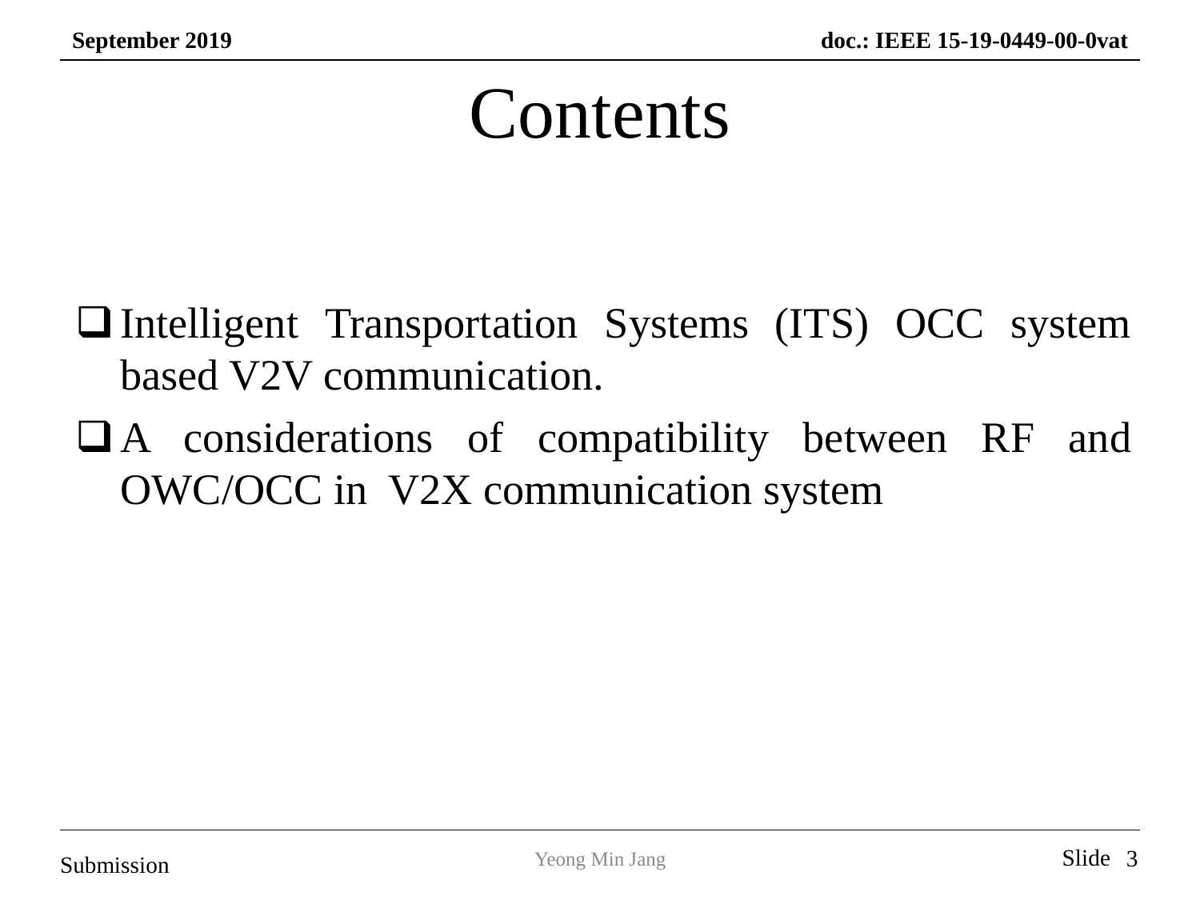# Contents

- Intelligent Transportation Systems (ITS) OCC system based V2V communication.
- A considerations of compatibility between RF and OWC/OCC in V2X communication system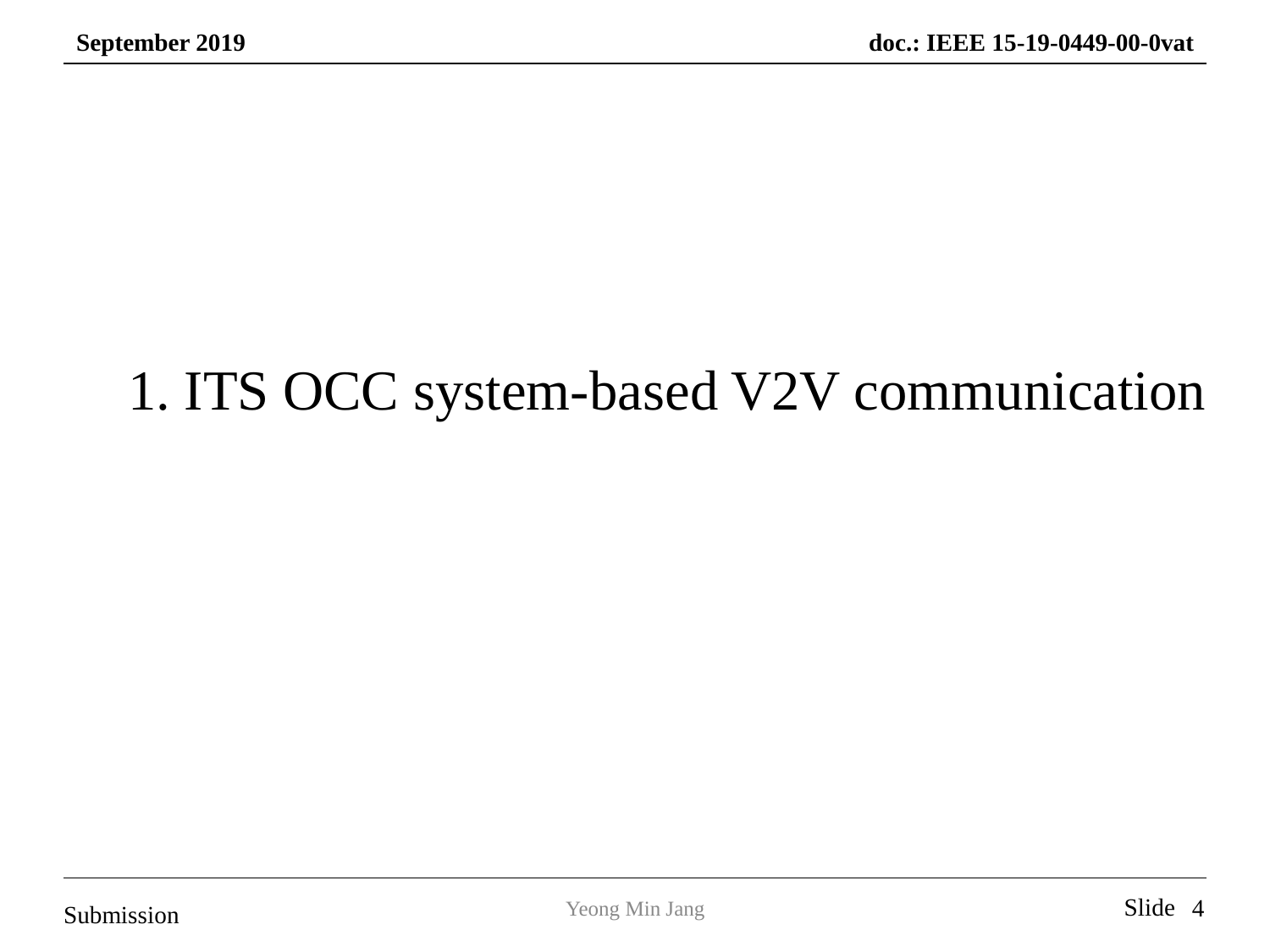# 1. ITS OCC system-based V2V communication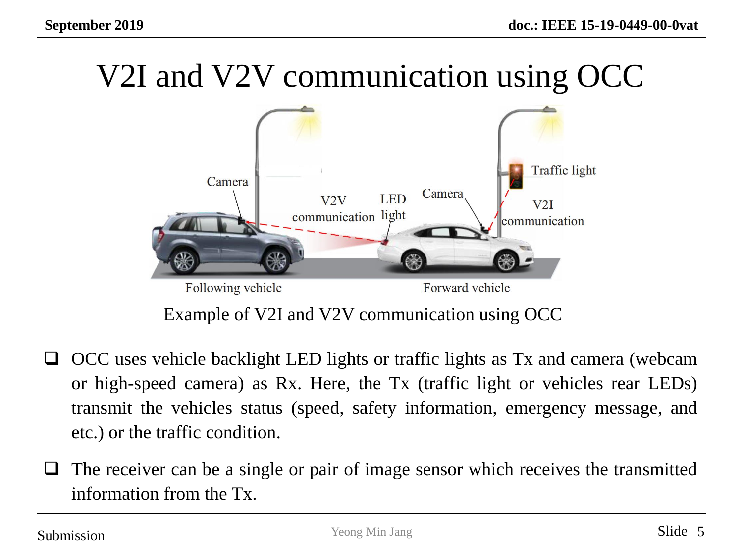# V2I and V2V communication using OCC

Example of V2I and V2V communication using OCC

- OCC uses vehicle backlight LED lights or traffic lights as Tx and camera (webcam or high-speed camera) as Rx. Here, the Tx (traffic light or vehicles rear LEDs) transmit the vehicles status (speed, safety information, emergency message, and etc.) or the traffic condition.
- The receiver can be a single or pair of image sensor which receives the transmitted information from the Tx.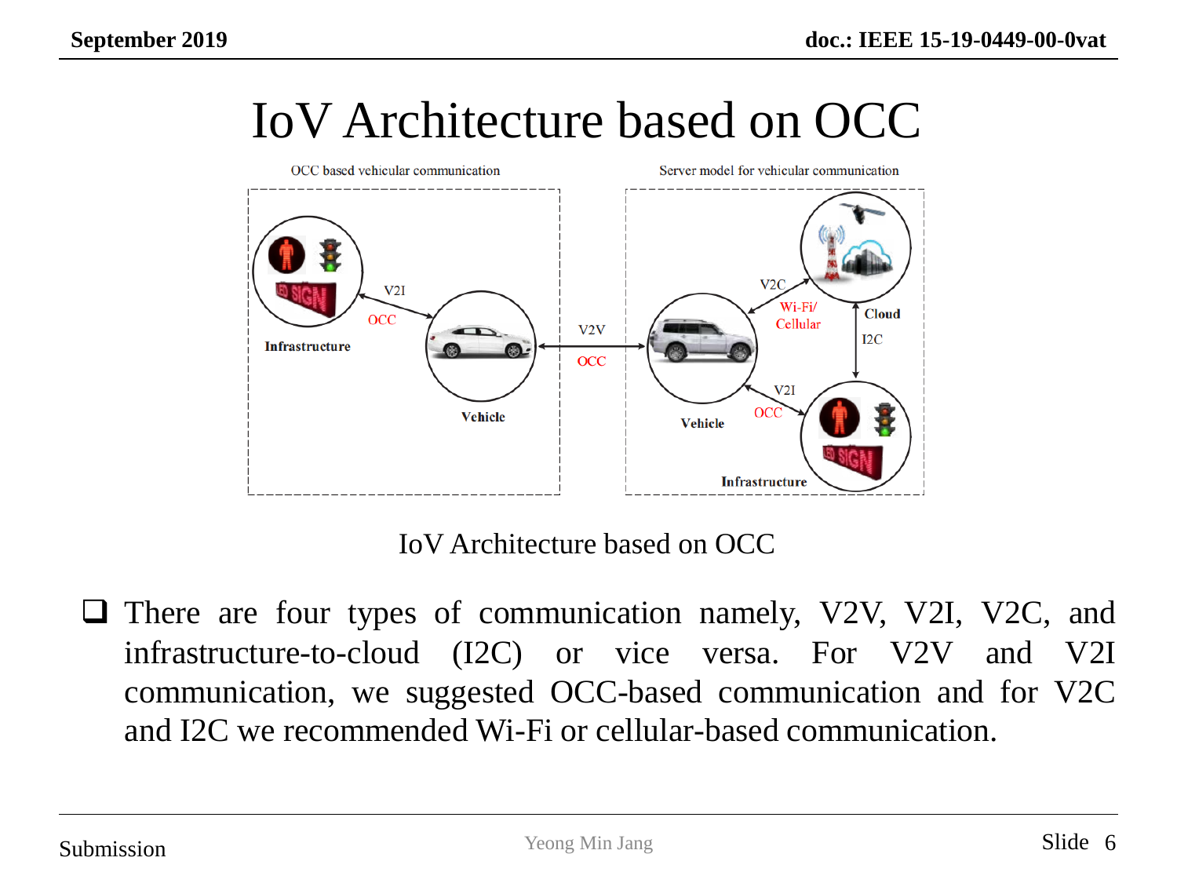# IoV Architecture based on OCC

IoV Architecture based on OCC

- There are four types of communication namely, V2V, V2I, V2C, and infrastructure-to-cloud (I2C) or vice versa. For V2V and V2I communication, we suggested OCC-based communication and for V2C and I2C we recommended Wi-Fi or cellular-based communication.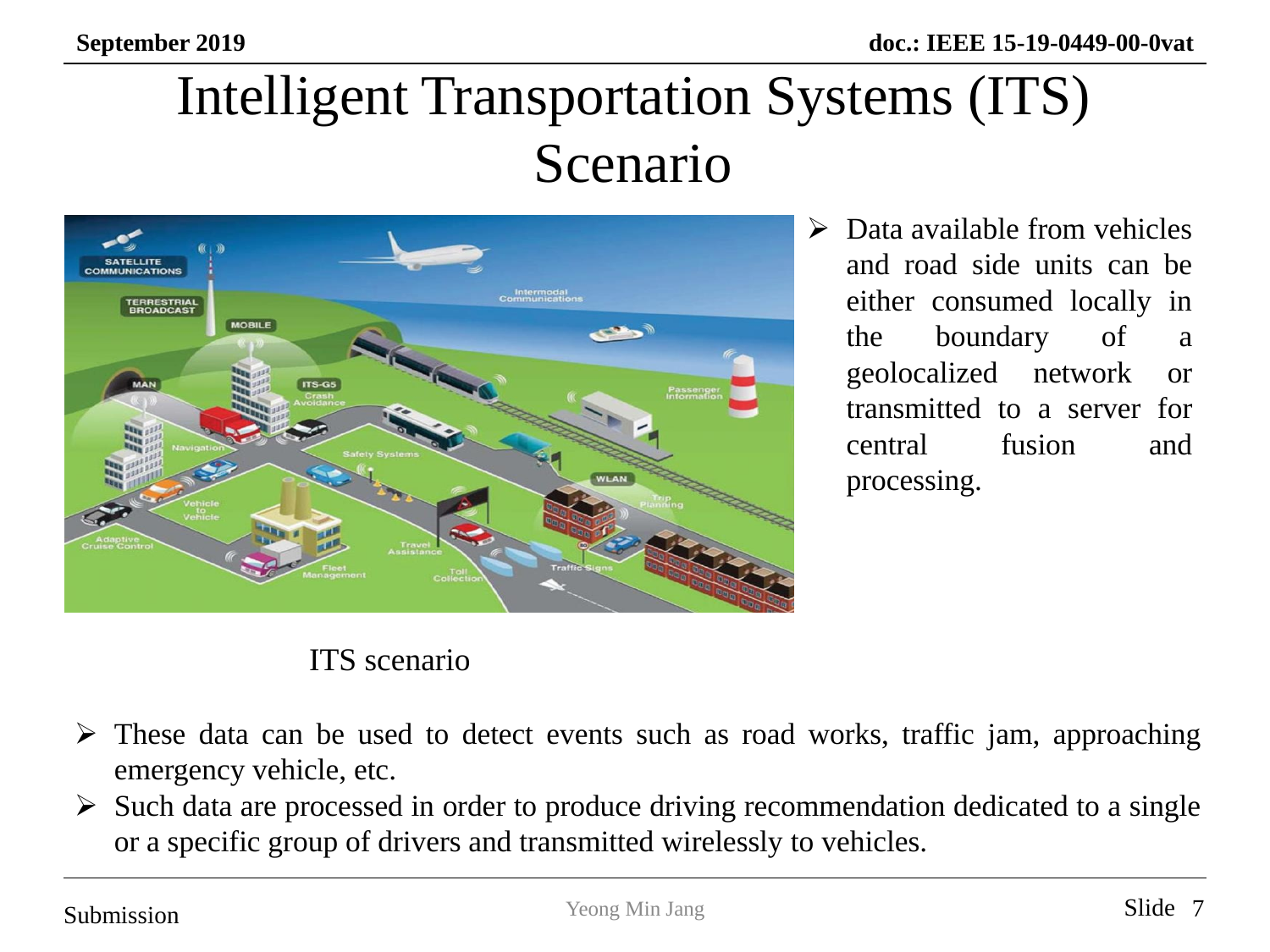# Intelligent Transportation Systems (ITS) Scenario

- Data available from vehicles and road side units can be either consumed locally in the boundary of a geolocalized network or transmitted to a server for central fusion and processing.

ITS scenario

- These data can be used to detect events such as road works, traffic jam, approaching emergency vehicle, etc.
- Such data are processed in order to produce driving recommendation dedicated to a single or a specific group of drivers and transmitted wirelessly to vehicles.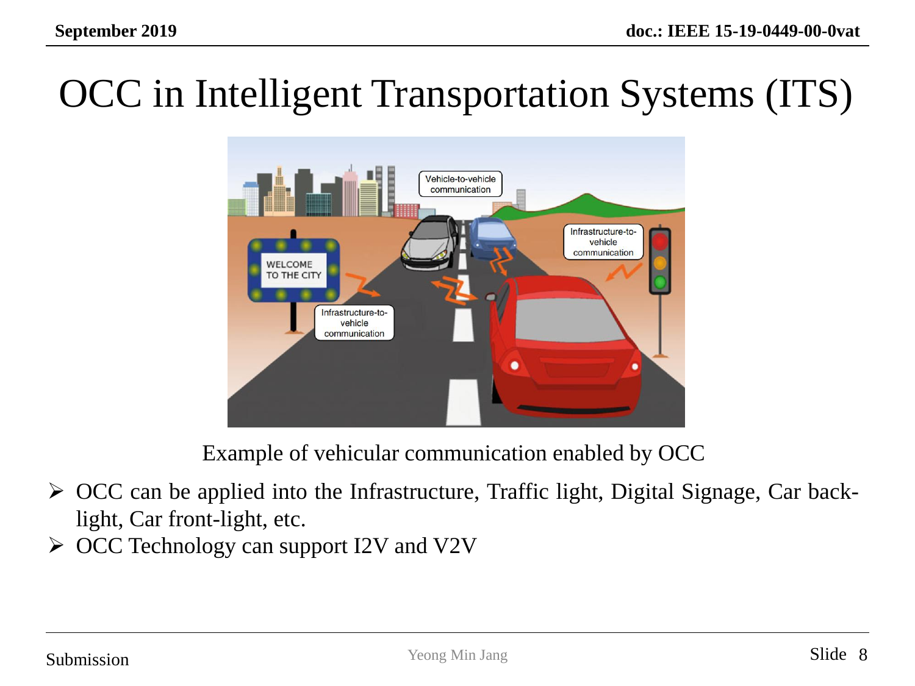# OCC in Intelligent Transportation Systems (ITS)

Example of vehicular communication enabled by OCC

- OCC can be applied into the Infrastructure, Traffic light, Digital Signage, Car back-light, Car front-light, etc.
- OCC Technology can support I2V and V2V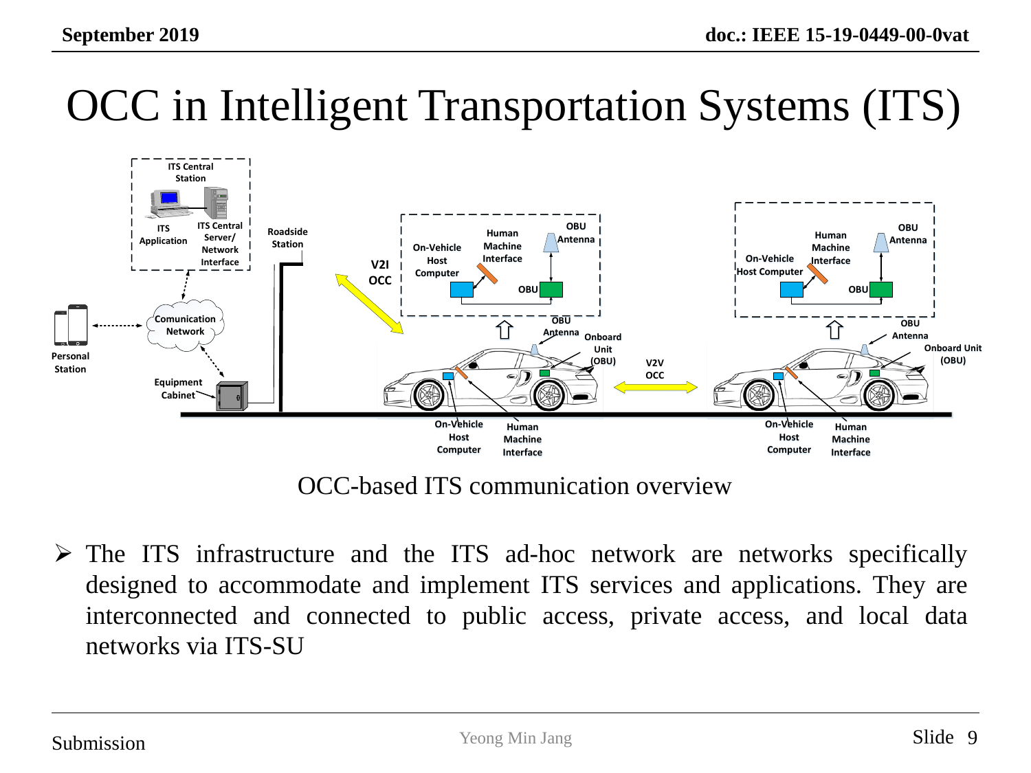# OCC in Intelligent Transportation Systems (ITS)

OCC-based ITS communication overview

- The ITS infrastructure and the ITS ad-hoc network are networks specifically designed to accommodate and implement ITS services and applications. They are interconnected and connected to public access, private access, and local data networks via ITS-SU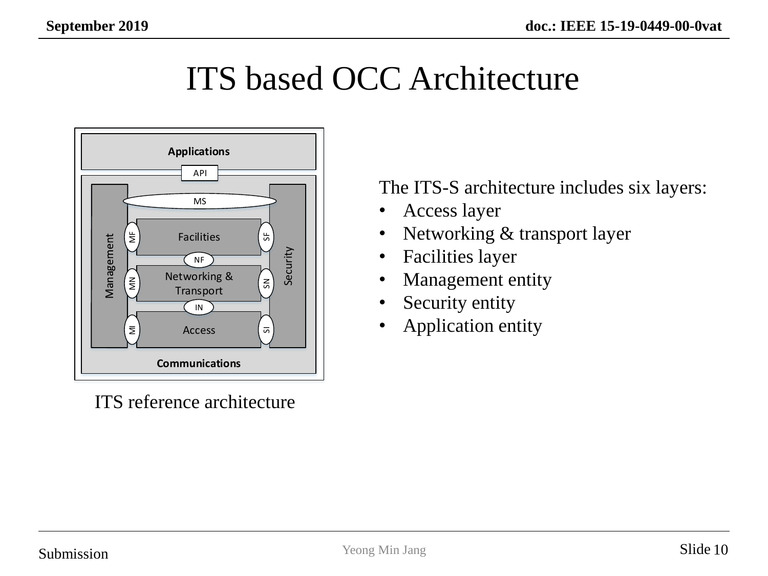# ITS based OCC Architecture

Applications

API

MS

Management

Facilities

Networking & Transport

Access

Security

MF

MN

MI

NF

IN

SF

SN

SI

Communications

ITS reference architecture

The ITS-S architecture includes six layers:

- Access layer
- Networking & transport layer
- Facilities layer
- Management entity
- Security entity
- Application entity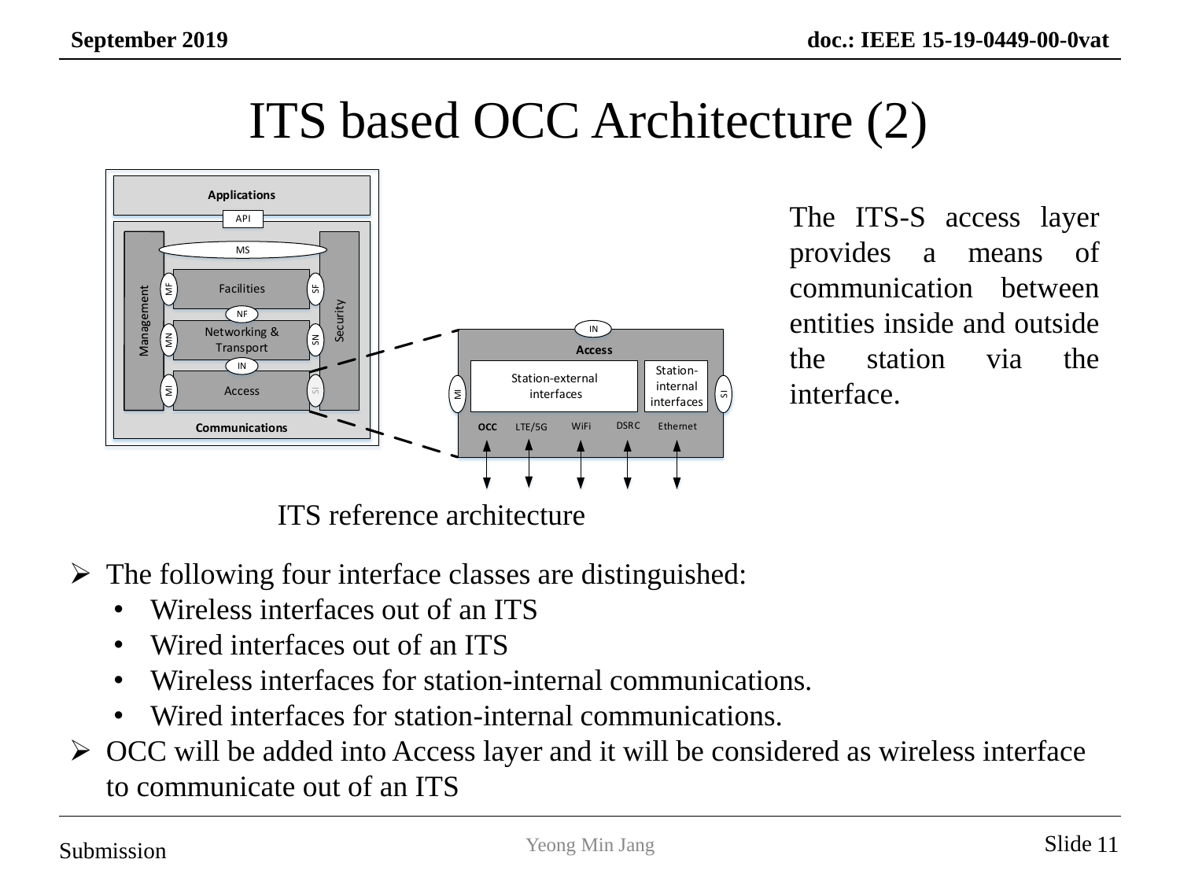# ITS based OCC Architecture (2)

The ITS-S access layer provides a means of communication between entities inside and outside the station via the interface.

ITS reference architecture

- The following four interface classes are distinguished:
  - Wireless interfaces out of an ITS
  - Wired interfaces out of an ITS
  - Wireless interfaces for station-internal communications.
  - Wired interfaces for station-internal communications.
- OCC will be added into Access layer and it will be considered as wireless interface to communicate out of an ITS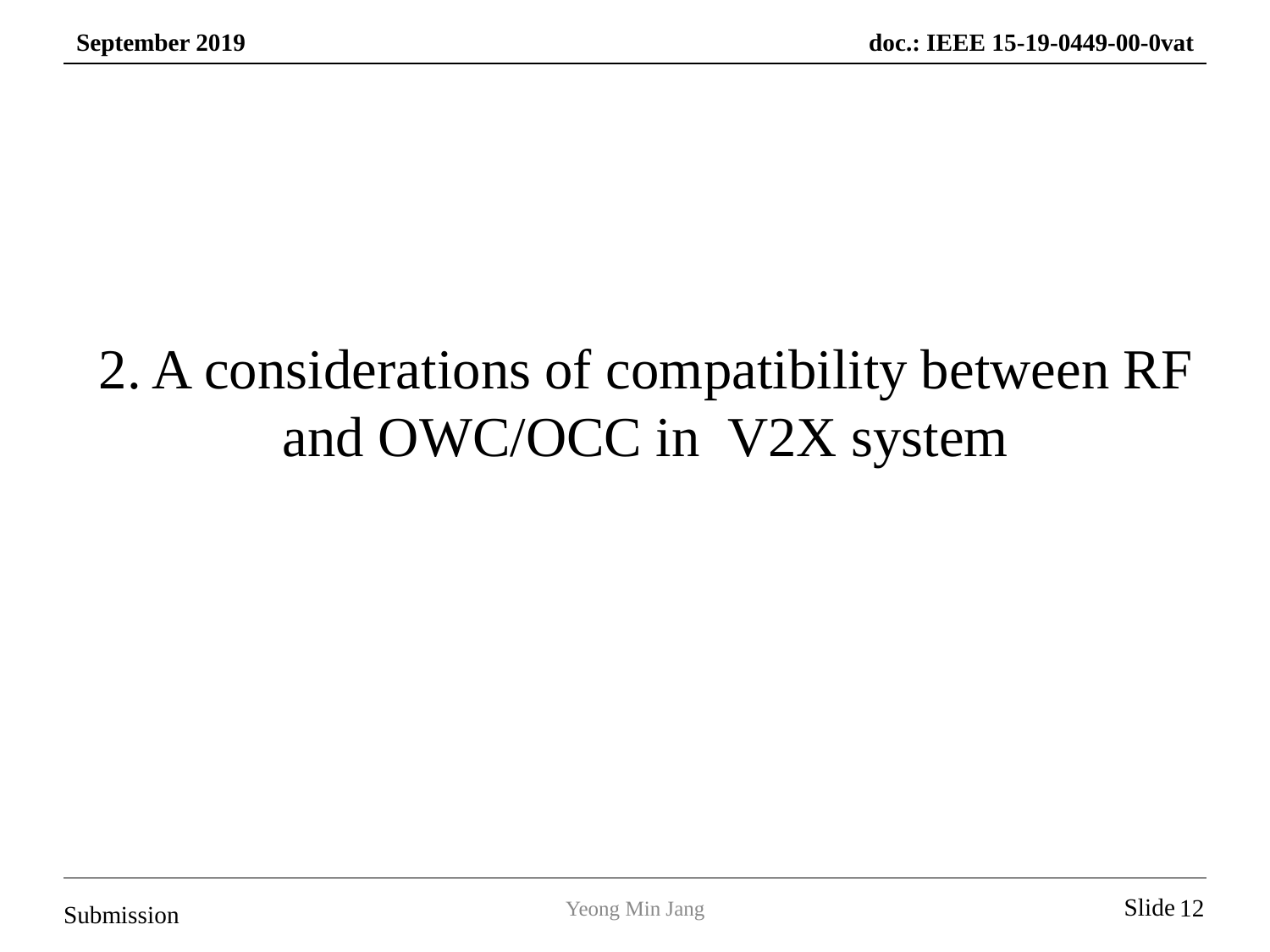# 2. A considerations of compatibility between RF and OWC/OCC in V2X system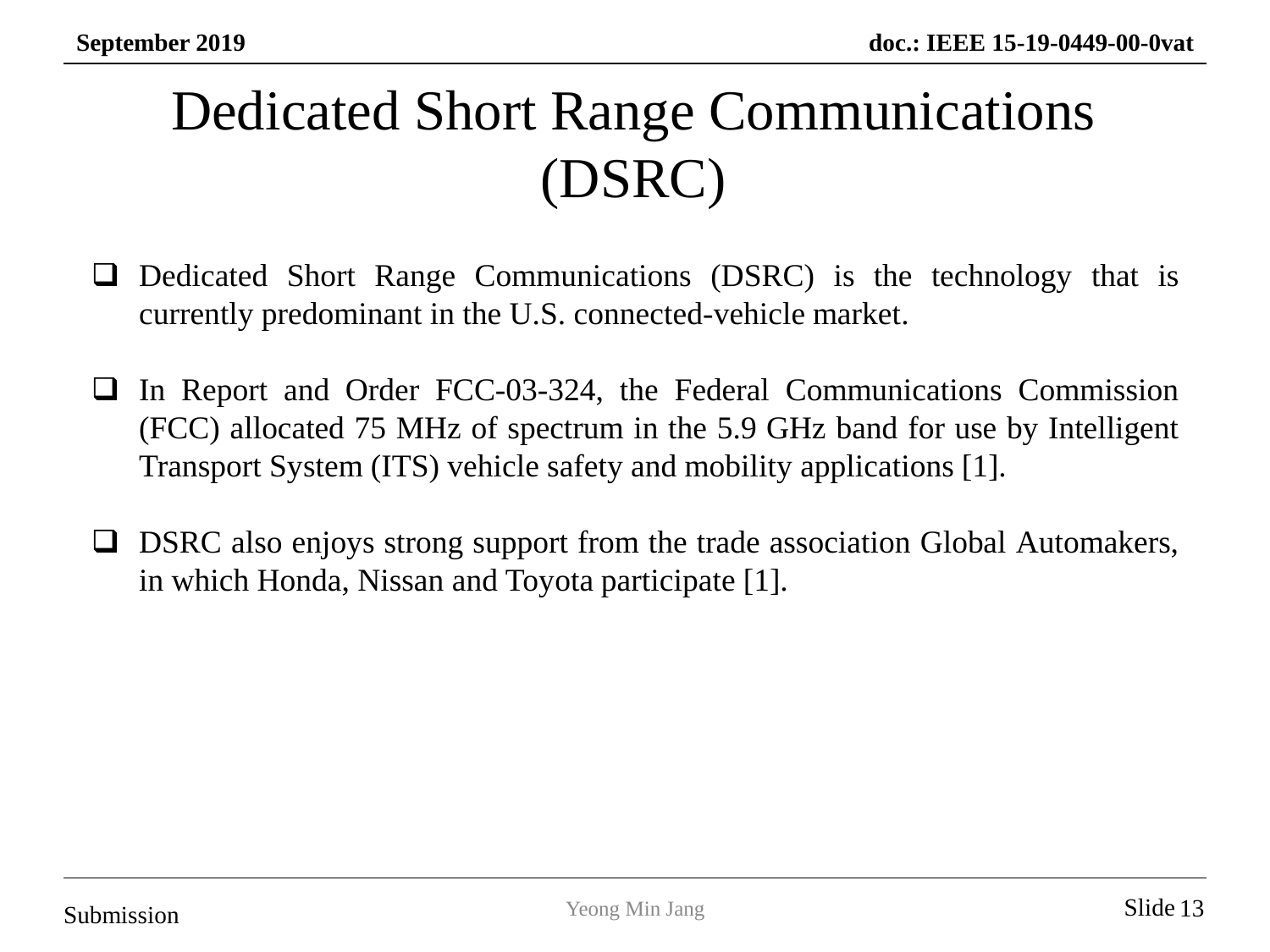# Dedicated Short Range Communications (DSRC)

- Dedicated Short Range Communications (DSRC) is the technology that is currently predominant in the U.S. connected-vehicle market.

- In Report and Order FCC-03-324, the Federal Communications Commission (FCC) allocated 75 MHz of spectrum in the 5.9 GHz band for use by Intelligent Transport System (ITS) vehicle safety and mobility applications [1].

- DSRC also enjoys strong support from the trade association Global Automakers, in which Honda, Nissan and Toyota participate [1].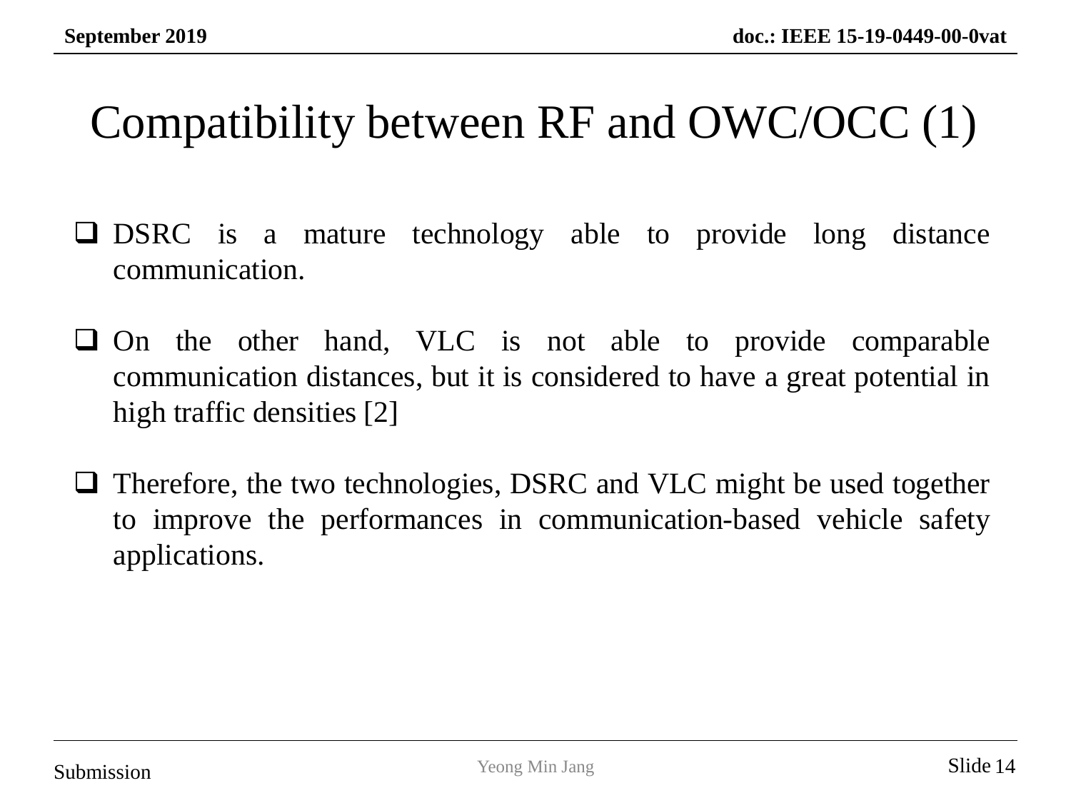# Compatibility between RF and OWC/OCC (1)

- DSRC is a mature technology able to provide long distance communication.

- On the other hand, VLC is not able to provide comparable communication distances, but it is considered to have a great potential in high traffic densities [2]

- Therefore, the two technologies, DSRC and VLC might be used together to improve the performances in communication-based vehicle safety applications.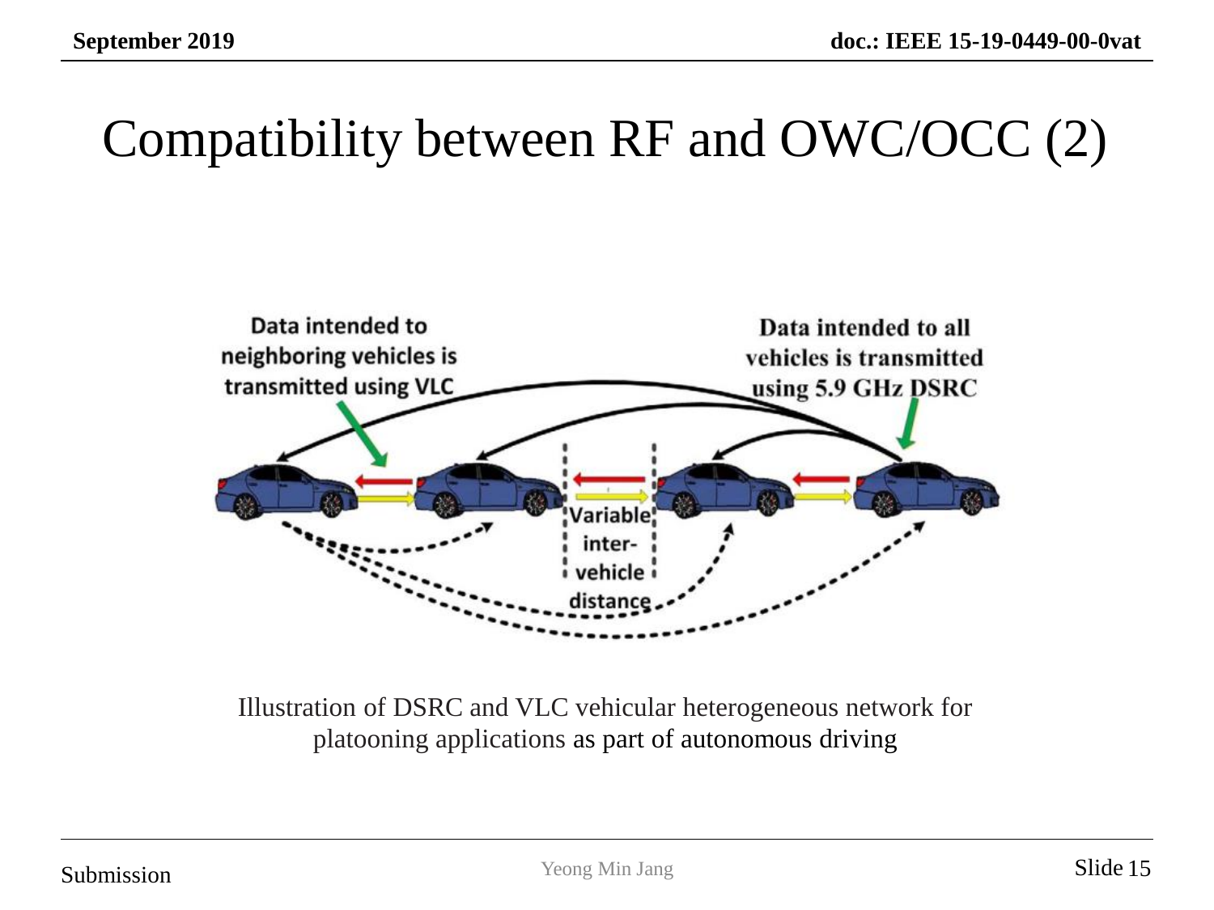# Compatibility between RF and OWC/OCC (2)

Data intended to neighboring vehicles is transmitted using VLC

Data intended to all vehicles is transmitted using 5.9 GHz DSRC

Variable inter-vehicle distance

Illustration of DSRC and VLC vehicular heterogeneous network for platooning applications as part of autonomous driving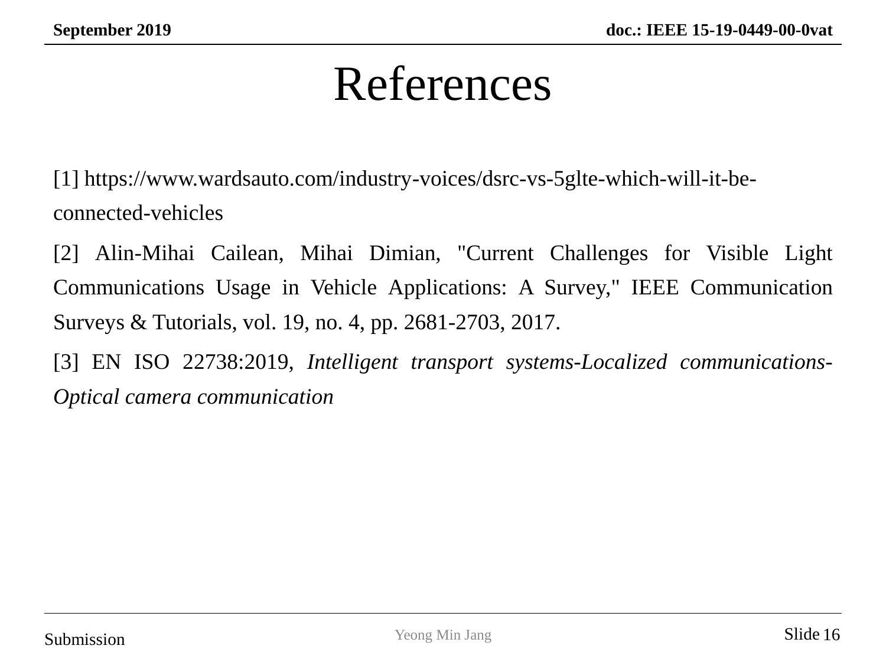# References

[1] https://www.wardsauto.com/industry-voices/dsrc-vs-5glte-which-will-it-be-connected-vehicles

[2] Alin-Mihai Cailean, Mihai Dimian, "Current Challenges for Visible Light Communications Usage in Vehicle Applications: A Survey," IEEE Communication Surveys & Tutorials, vol. 19, no. 4, pp. 2681-2703, 2017.

[3] EN ISO 22738:2019, *Intelligent transport systems-Localized communications-Optical camera communication*